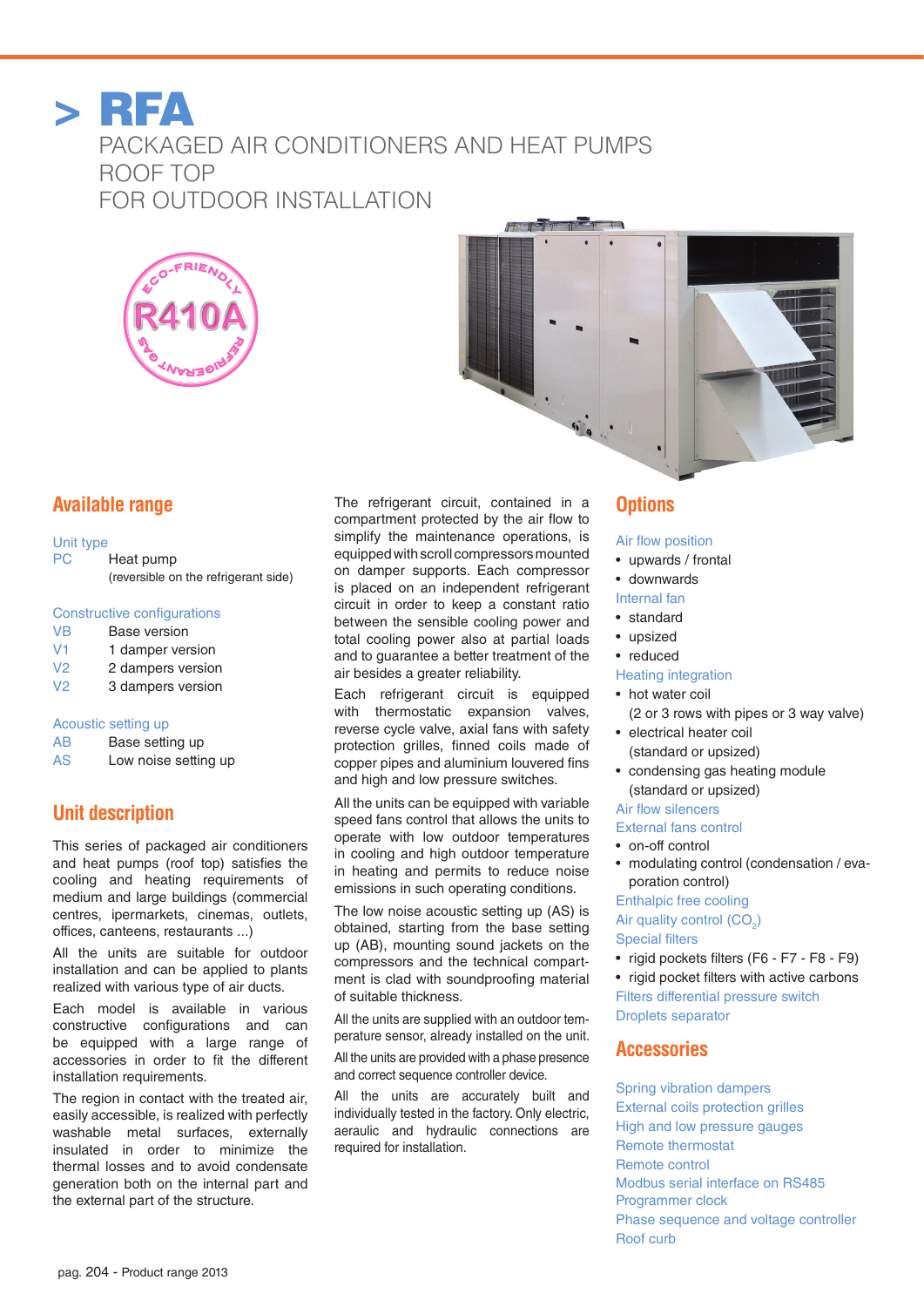# > RFA

PACKAGED AIR CONDITIONERS AND HEAT PUMPS
ROOF TOP
FOR OUTDOOR INSTALLATION

## Available range

Unit type

PC Heat pump
(reversible on the refrigerant side)

Constructive configurations

VB Base version
V1 1 damper version
V2 2 dampers version
V2 3 dampers version

Acoustic setting up

AB Base setting up
AS Low noise setting up

## Unit description

This series of packaged air conditioners and heat pumps (roof top) satisfies the cooling and heating requirements of medium and large buildings (commercial centres, ipermarkets, cinemas, outlets, offices, canteens, restaurants ...)

All the units are suitable for outdoor installation and can be applied to plants realized with various type of air ducts.

Each model is available in various constructive configurations and can be equipped with a large range of accessories in order to fit the different installation requirements.

The region in contact with the treated air, easily accessible, is realized with perfectly washable metal surfaces, externally insulated in order to minimize the thermal losses and to avoid condensate generation both on the internal part and the external part of the structure.

The refrigerant circuit, contained in a compartment protected by the air flow to simplify the maintenance operations, is equipped with scroll compressors mounted on damper supports. Each compressor is placed on an independent refrigerant circuit in order to keep a constant ratio between the sensible cooling power and total cooling power also at partial loads and to guarantee a better treatment of the air besides a greater reliability.

Each refrigerant circuit is equipped with thermostatic expansion valves, reverse cycle valve, axial fans with safety protection grilles, finned coils made of copper pipes and aluminium louvered fins and high and low pressure switches.

All the units can be equipped with variable speed fans control that allows the units to operate with low outdoor temperatures in cooling and high outdoor temperature in heating and permits to reduce noise emissions in such operating conditions.

The low noise acoustic setting up (AS) is obtained, starting from the base setting up (AB), mounting sound jackets on the compressors and the technical compartment is clad with soundproofing material of suitable thickness.

All the units are supplied with an outdoor temperature sensor, already installed on the unit.

All the units are provided with a phase presence and correct sequence controller device.

All the units are accurately built and individually tested in the factory. Only electric, aeraulic and hydraulic connections are required for installation.

## Options

Air flow position

- upwards / frontal
- downwards

Internal fan

- standard
- upsized
- reduced

Heating integration

- hot water coil
  (2 or 3 rows with pipes or 3 way valve)
- electrical heater coil
  (standard or upsized)
- condensing gas heating module
  (standard or upsized)

Air flow silencers

External fans control

- on-off control
- modulating control (condensation / evaporation control)

Enthalpic free cooling

Air quality control ($CO_2$)

Special filters

- rigid pockets filters (F6 - F7 - F8 - F9)
- rigid pocket filters with active carbons

Filters differential pressure switch

Droplets separator

## Accessories

Spring vibration dampers
External coils protection grilles
High and low pressure gauges
Remote thermostat
Remote control
Modbus serial interface on RS485
Programmer clock
Phase sequence and voltage controller
Roof curb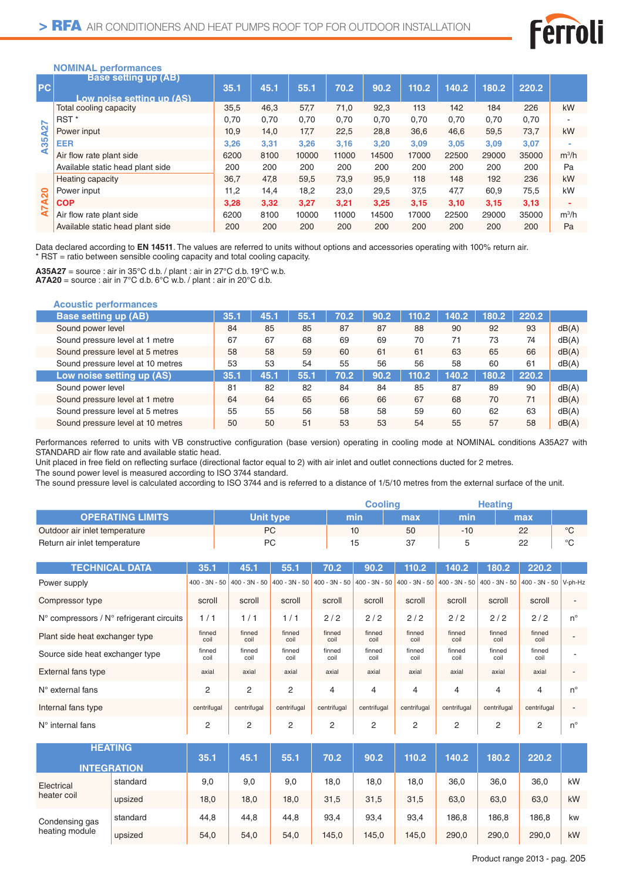#### NOMINAL performances

| PC | Base setting up (AB) / Low noise setting up (AS) | 35.1 | 45.1 | 55.1 | 70.2 | 90.2 | 110.2 | 140.2 | 180.2 | 220.2 | |
|---|---|---|---|---|---|---|---|---|---|---|---|
| A35A27 | Total cooling capacity | 35,5 | 46,3 | 57,7 | 71,0 | 92,3 | 113 | 142 | 184 | 226 | kW |
| | RST * | 0,70 | 0,70 | 0,70 | 0,70 | 0,70 | 0,70 | 0,70 | 0,70 | 0,70 | - |
| | Power input | 10,9 | 14,0 | 17,7 | 22,5 | 28,8 | 36,6 | 46,6 | 59,5 | 73,7 | kW |
| | **EER** | **3,26** | **3,31** | **3,26** | **3,16** | **3,20** | **3,09** | **3,05** | **3,09** | **3,07** | - |
| | Air flow rate plant side | 6200 | 8100 | 10000 | 11000 | 14500 | 17000 | 22500 | 29000 | 35000 | m³/h |
| | Available static head plant side | 200 | 200 | 200 | 200 | 200 | 200 | 200 | 200 | 200 | Pa |
| A7A20 | Heating capacity | 36,7 | 47,8 | 59,5 | 73,9 | 95,9 | 118 | 148 | 192 | 236 | kW |
| | Power input | 11,2 | 14,4 | 18,2 | 23,0 | 29,5 | 37,5 | 47,7 | 60,9 | 75,5 | kW |
| | **COP** | **3,28** | **3,32** | **3,27** | **3,21** | **3,25** | **3,15** | **3,10** | **3,15** | **3,13** | - |
| | Air flow rate plant side | 6200 | 8100 | 10000 | 11000 | 14500 | 17000 | 22500 | 29000 | 35000 | m³/h |
| | Available static head plant side | 200 | 200 | 200 | 200 | 200 | 200 | 200 | 200 | 200 | Pa |

Data declared according to **EN 14511**. The values are referred to units without options and accessories operating with 100% return air.
* RST = ratio between sensible cooling capacity and total cooling capacity.

**A35A27** = source : air in 35°C d.b. / plant : air in 27°C d.b. 19°C w.b.
**A7A20** = source : air in 7°C d.b. 6°C w.b. / plant : air in 20°C d.b.

#### Acoustic performances

| Base setting up (AB) | 35.1 | 45.1 | 55.1 | 70.2 | 90.2 | 110.2 | 140.2 | 180.2 | 220.2 | |
|---|---|---|---|---|---|---|---|---|---|---|
| Sound power level | 84 | 85 | 85 | 87 | 87 | 88 | 90 | 92 | 93 | dB(A) |
| Sound pressure level at 1 metre | 67 | 67 | 68 | 69 | 69 | 70 | 71 | 73 | 74 | dB(A) |
| Sound pressure level at 5 metres | 58 | 58 | 59 | 60 | 61 | 61 | 63 | 65 | 66 | dB(A) |
| Sound pressure level at 10 metres | 53 | 53 | 54 | 55 | 56 | 56 | 58 | 60 | 61 | dB(A) |
| **Low noise setting up (AS)** | **35.1** | **45.1** | **55.1** | **70.2** | **90.2** | **110.2** | **140.2** | **180.2** | **220.2** | |
| Sound power level | 81 | 82 | 82 | 84 | 84 | 85 | 87 | 89 | 90 | dB(A) |
| Sound pressure level at 1 metre | 64 | 64 | 65 | 66 | 66 | 67 | 68 | 70 | 71 | dB(A) |
| Sound pressure level at 5 metres | 55 | 55 | 56 | 58 | 58 | 59 | 60 | 62 | 63 | dB(A) |
| Sound pressure level at 10 metres | 50 | 50 | 51 | 53 | 53 | 54 | 55 | 57 | 58 | dB(A) |

Performances referred to units with VB constructive configuration (base version) operating in cooling mode at NOMINAL conditions A35A27 with STANDARD air flow rate and available static head.
Unit placed in free field on reflecting surface (directional factor equal to 2) with air inlet and outlet connections ducted for 2 metres.
The sound power level is measured according to ISO 3744 standard.
The sound pressure level is calculated according to ISO 3744 and is referred to a distance of 1/5/10 metres from the external surface of the unit.

| OPERATING LIMITS | Unit type | Cooling min | Cooling max | Heating min | Heating max | |
|---|---|---|---|---|---|---|
| Outdoor air inlet temperature | PC | 10 | 50 | -10 | 22 | °C |
| Return air inlet temperature | PC | 15 | 37 | 5 | 22 | °C |

| TECHNICAL DATA | 35.1 | 45.1 | 55.1 | 70.2 | 90.2 | 110.2 | 140.2 | 180.2 | 220.2 | |
|---|---|---|---|---|---|---|---|---|---|---|
| Power supply | 400 - 3N - 50 | 400 - 3N - 50 | 400 - 3N - 50 | 400 - 3N - 50 | 400 - 3N - 50 | 400 - 3N - 50 | 400 - 3N - 50 | 400 - 3N - 50 | 400 - 3N - 50 | V-ph-Hz |
| Compressor type | scroll | scroll | scroll | scroll | scroll | scroll | scroll | scroll | scroll | - |
| N° compressors / N° refrigerant circuits | 1 / 1 | 1 / 1 | 1 / 1 | 2 / 2 | 2 / 2 | 2 / 2 | 2 / 2 | 2 / 2 | 2 / 2 | n° |
| Plant side heat exchanger type | finned coil | finned coil | finned coil | finned coil | finned coil | finned coil | finned coil | finned coil | finned coil | - |
| Source side heat exchanger type | finned coil | finned coil | finned coil | finned coil | finned coil | finned coil | finned coil | finned coil | finned coil | - |
| External fans type | axial | axial | axial | axial | axial | axial | axial | axial | axial | - |
| N° external fans | 2 | 2 | 2 | 4 | 4 | 4 | 4 | 4 | 4 | n° |
| Internal fans type | centrifugal | centrifugal | centrifugal | centrifugal | centrifugal | centrifugal | centrifugal | centrifugal | centrifugal | - |
| N° internal fans | 2 | 2 | 2 | 2 | 2 | 2 | 2 | 2 | 2 | n° |

| HEATING INTEGRATION | | 35.1 | 45.1 | 55.1 | 70.2 | 90.2 | 110.2 | 140.2 | 180.2 | 220.2 | |
|---|---|---|---|---|---|---|---|---|---|---|---|
| Electrical heater coil | standard | 9,0 | 9,0 | 9,0 | 18,0 | 18,0 | 18,0 | 36,0 | 36,0 | 36,0 | kW |
| | upsized | 18,0 | 18,0 | 18,0 | 31,5 | 31,5 | 31,5 | 63,0 | 63,0 | 63,0 | kW |
| Condensing gas heating module | standard | 44,8 | 44,8 | 44,8 | 93,4 | 93,4 | 93,4 | 186,8 | 186,8 | 186,8 | kw |
| | upsized | 54,0 | 54,0 | 54,0 | 145,0 | 145,0 | 145,0 | 290,0 | 290,0 | 290,0 | kW |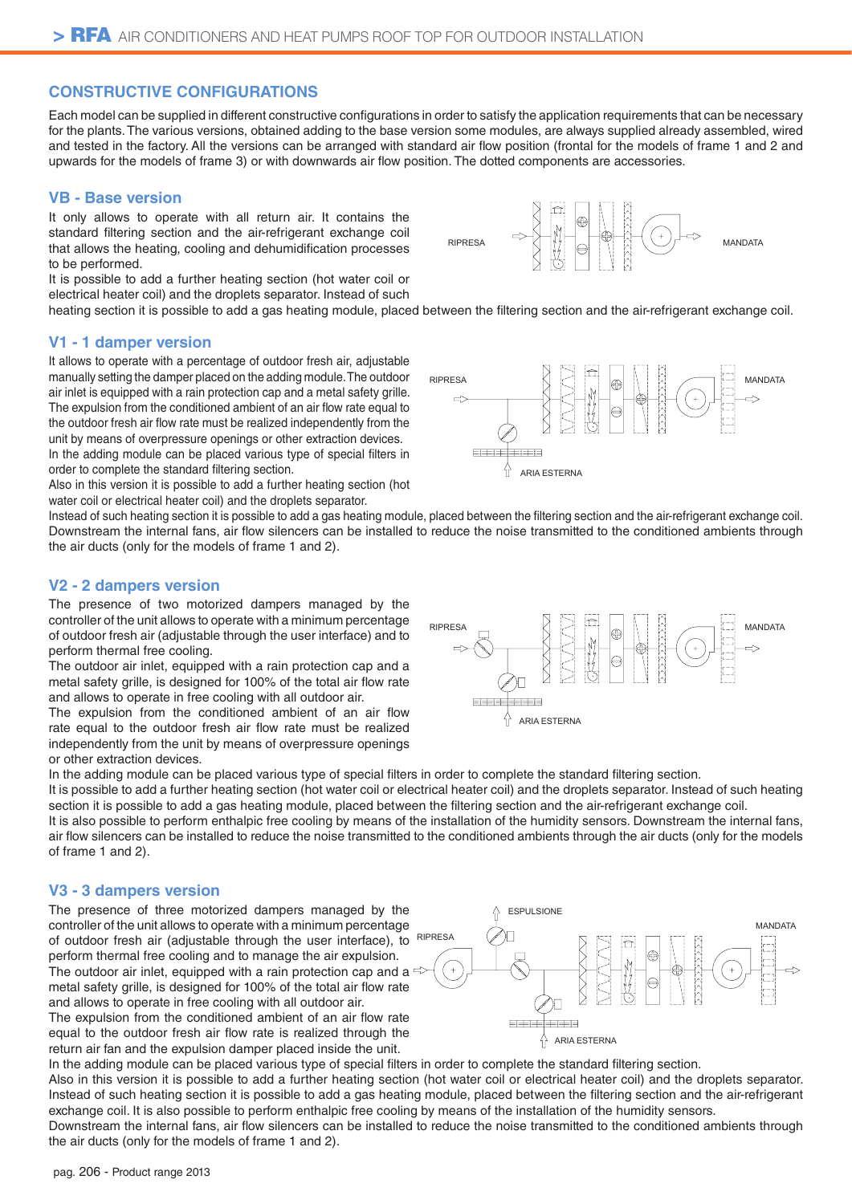## CONSTRUCTIVE CONFIGURATIONS

Each model can be supplied in different constructive configurations in order to satisfy the application requirements that can be necessary for the plants. The various versions, obtained adding to the base version some modules, are always supplied already assembled, wired and tested in the factory. All the versions can be arranged with standard air flow position (frontal for the models of frame 1 and 2 and upwards for the models of frame 3) or with downwards air flow position. The dotted components are accessories.

### VB - Base version

It only allows to operate with all return air. It contains the standard filtering section and the air-refrigerant exchange coil that allows the heating, cooling and dehumidification processes to be performed.

It is possible to add a further heating section (hot water coil or electrical heater coil) and the droplets separator. Instead of such heating section it is possible to add a gas heating module, placed between the filtering section and the air-refrigerant exchange coil.

RIPRESA

MANDATA

### V1 - 1 damper version

It allows to operate with a percentage of outdoor fresh air, adjustable manually setting the damper placed on the adding module. The outdoor air inlet is equipped with a rain protection cap and a metal safety grille. The expulsion from the conditioned ambient of an air flow rate equal to the outdoor fresh air flow rate must be realized independently from the unit by means of overpressure openings or other extraction devices. In the adding module can be placed various type of special filters in order to complete the standard filtering section.

Also in this version it is possible to add a further heating section (hot water coil or electrical heater coil) and the droplets separator. Instead of such heating section it is possible to add a gas heating module, placed between the filtering section and the air-refrigerant exchange coil. Downstream the internal fans, air flow silencers can be installed to reduce the noise transmitted to the conditioned ambients through the air ducts (only for the models of frame 1 and 2).

RIPRESA

MANDATA

ARIA ESTERNA

### V2 - 2 dampers version

The presence of two motorized dampers managed by the controller of the unit allows to operate with a minimum percentage of outdoor fresh air (adjustable through the user interface) and to perform thermal free cooling.

The outdoor air inlet, equipped with a rain protection cap and a metal safety grille, is designed for 100% of the total air flow rate and allows to operate in free cooling with all outdoor air.

The expulsion from the conditioned ambient of an air flow rate equal to the outdoor fresh air flow rate must be realized independently from the unit by means of overpressure openings or other extraction devices.

In the adding module can be placed various type of special filters in order to complete the standard filtering section.

It is possible to add a further heating section (hot water coil or electrical heater coil) and the droplets separator. Instead of such heating section it is possible to add a gas heating module, placed between the filtering section and the air-refrigerant exchange coil.

It is also possible to perform enthalpic free cooling by means of the installation of the humidity sensors. Downstream the internal fans, air flow silencers can be installed to reduce the noise transmitted to the conditioned ambients through the air ducts (only for the models of frame 1 and 2).

RIPRESA

MANDATA

ARIA ESTERNA

### V3 - 3 dampers version

The presence of three motorized dampers managed by the controller of the unit allows to operate with a minimum percentage of outdoor fresh air (adjustable through the user interface), to perform thermal free cooling and to manage the air expulsion.

The outdoor air inlet, equipped with a rain protection cap and a metal safety grille, is designed for 100% of the total air flow rate and allows to operate in free cooling with all outdoor air.

The expulsion from the conditioned ambient of an air flow rate equal to the outdoor fresh air flow rate is realized through the return air fan and the expulsion damper placed inside the unit.

In the adding module can be placed various type of special filters in order to complete the standard filtering section.

Also in this version it is possible to add a further heating section (hot water coil or electrical heater coil) and the droplets separator. Instead of such heating section it is possible to add a gas heating module, placed between the filtering section and the air-refrigerant exchange coil. It is also possible to perform enthalpic free cooling by means of the installation of the humidity sensors.

Downstream the internal fans, air flow silencers can be installed to reduce the noise transmitted to the conditioned ambients through the air ducts (only for the models of frame 1 and 2).

ESPULSIONE

RIPRESA

MANDATA

ARIA ESTERNA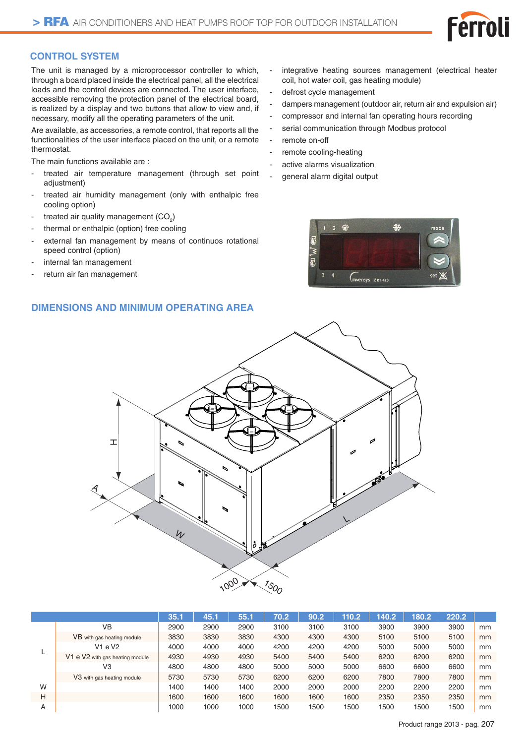## CONTROL SYSTEM

The unit is managed by a microprocessor controller to which, through a board placed inside the electrical panel, all the electrical loads and the control devices are connected. The user interface, accessible removing the protection panel of the electrical board, is realized by a display and two buttons that allow to view and, if necessary, modify all the operating parameters of the unit.

Are available, as accessories, a remote control, that reports all the functionalities of the user interface placed on the unit, or a remote thermostat.

The main functions available are :

- treated air temperature management (through set point adjustment)
- treated air humidity management (only with enthalpic free cooling option)
- treated air quality management ($CO_2$)
- thermal or enthalpic (option) free cooling
- external fan management by means of continuos rotational speed control (option)
- internal fan management
- return air fan management
- integrative heating sources management (electrical heater coil, hot water coil, gas heating module)
- defrost cycle management
- dampers management (outdoor air, return air and expulsion air)
- compressor and internal fan operating hours recording
- serial communication through Modbus protocol
- remote on-off
- remote cooling-heating
- active alarms visualization
- general alarm digital output

## DIMENSIONS AND MINIMUM OPERATING AREA

H
A
W
L
1000
1500

| | | 35.1 | 45.1 | 55.1 | 70.2 | 90.2 | 110.2 | 140.2 | 180.2 | 220.2 | |
|---|---|---|---|---|---|---|---|---|---|---|---|
| L | VB | 2900 | 2900 | 2900 | 3100 | 3100 | 3100 | 3900 | 3900 | 3900 | mm |
| | VB with gas heating module | 3830 | 3830 | 3830 | 4300 | 4300 | 4300 | 5100 | 5100 | 5100 | mm |
| | V1 e V2 | 4000 | 4000 | 4000 | 4200 | 4200 | 4200 | 5000 | 5000 | 5000 | mm |
| | V1 e V2 with gas heating module | 4930 | 4930 | 4930 | 5400 | 5400 | 5400 | 6200 | 6200 | 6200 | mm |
| | V3 | 4800 | 4800 | 4800 | 5000 | 5000 | 5000 | 6600 | 6600 | 6600 | mm |
| | V3 with gas heating module | 5730 | 5730 | 5730 | 6200 | 6200 | 6200 | 7800 | 7800 | 7800 | mm |
| W | | 1400 | 1400 | 1400 | 2000 | 2000 | 2000 | 2200 | 2200 | 2200 | mm |
| H | | 1600 | 1600 | 1600 | 1600 | 1600 | 1600 | 2350 | 2350 | 2350 | mm |
| A | | 1000 | 1000 | 1000 | 1500 | 1500 | 1500 | 1500 | 1500 | 1500 | mm |